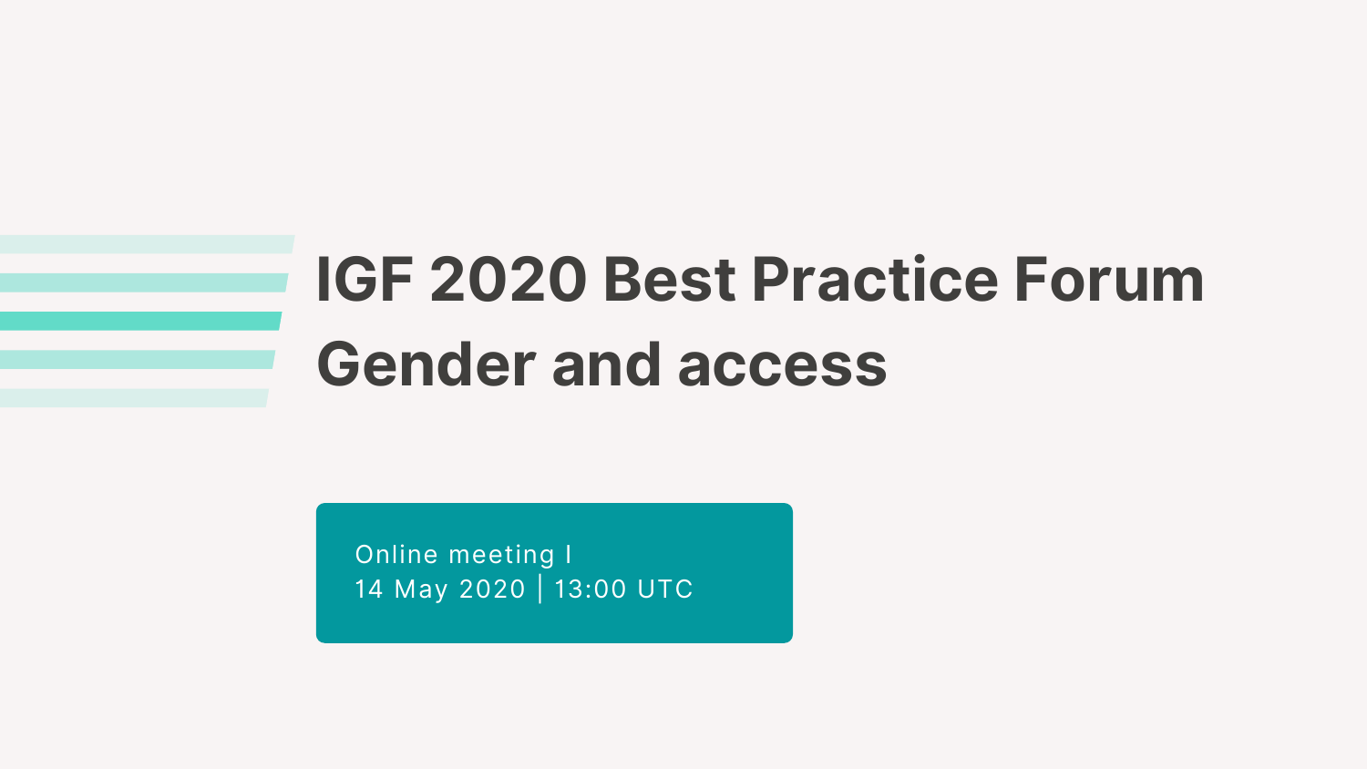# IGF 2020 Best Practice Forum Gender and access

Online meeting I
14 May 2020 | 13:00 UTC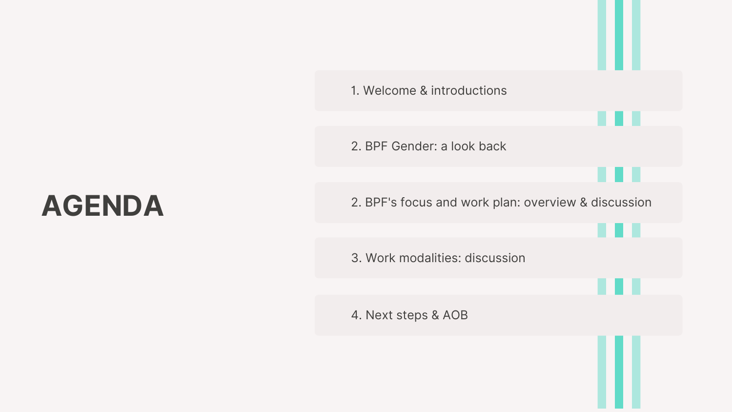# AGENDA

1. Welcome & introductions

2. BPF Gender: a look back

2. BPF's focus and work plan: overview & discussion

3. Work modalities: discussion

4. Next steps & AOB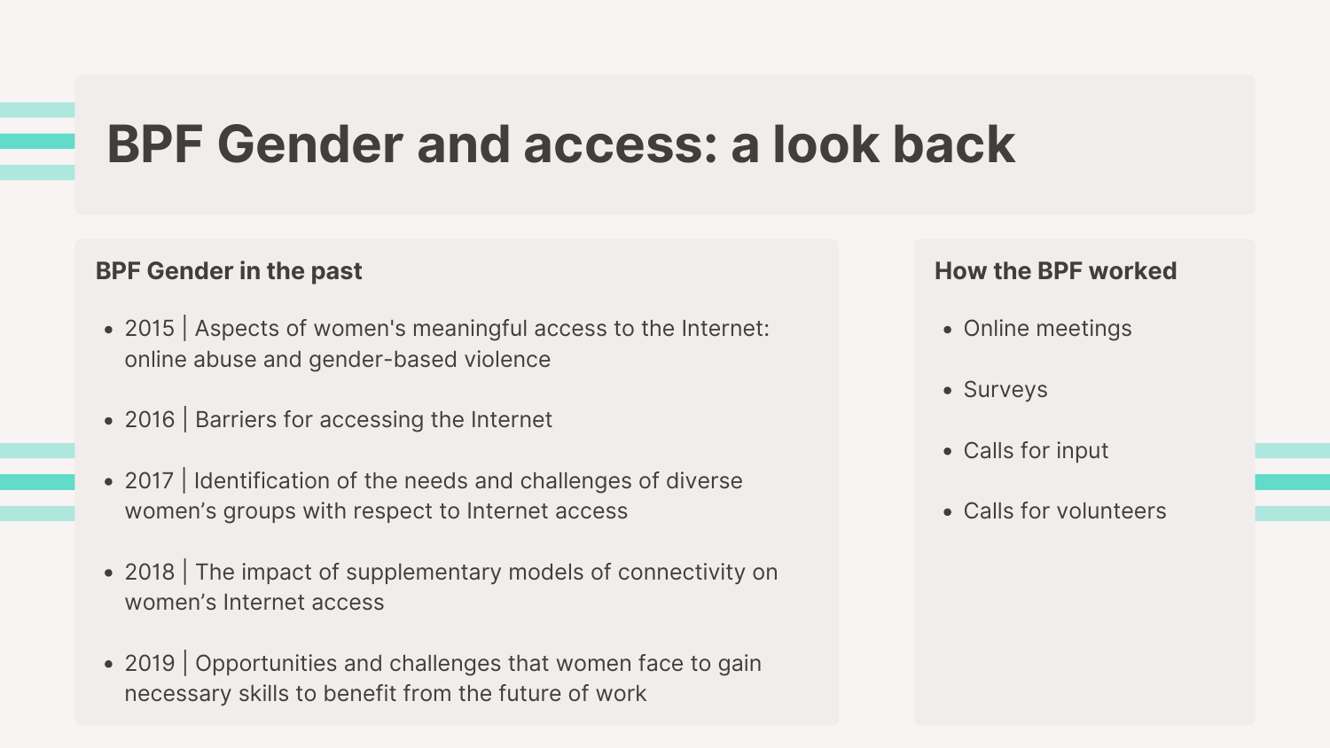# BPF Gender and access: a look back

## BPF Gender in the past

- 2015 | Aspects of women's meaningful access to the Internet: online abuse and gender-based violence
- 2016 | Barriers for accessing the Internet
- 2017 | Identification of the needs and challenges of diverse women's groups with respect to Internet access
- 2018 | The impact of supplementary models of connectivity on women's Internet access
- 2019 | Opportunities and challenges that women face to gain necessary skills to benefit from the future of work

## How the BPF worked

- Online meetings
- Surveys
- Calls for input
- Calls for volunteers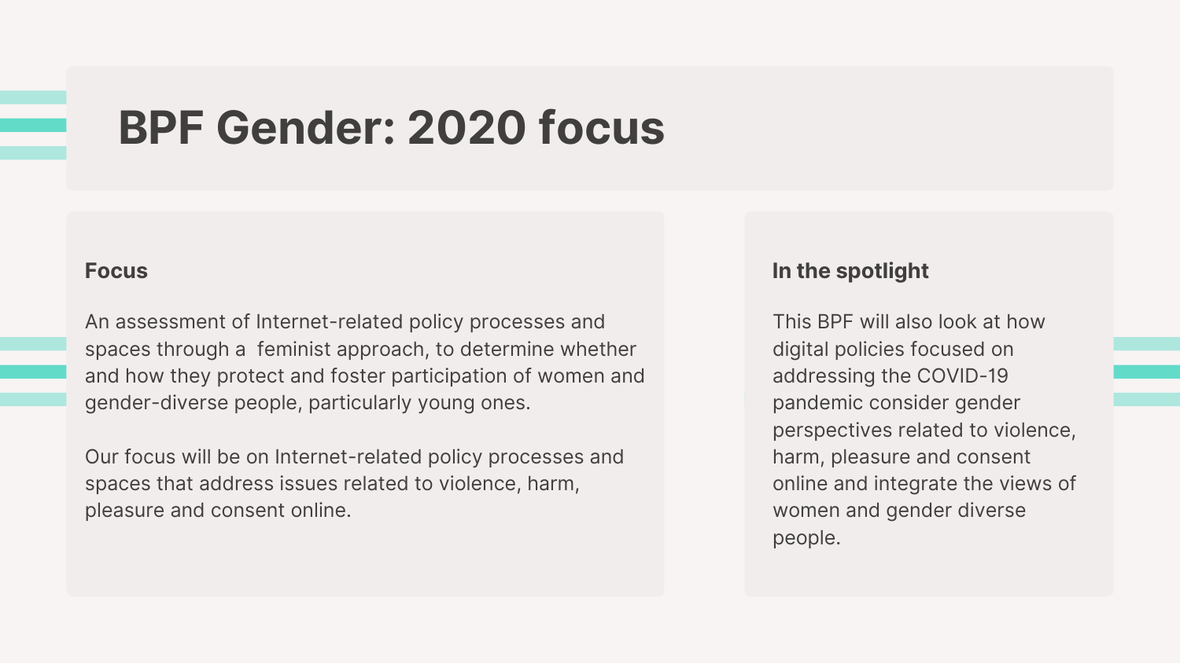# BPF Gender: 2020 focus

### Focus

An assessment of Internet-related policy processes and spaces through a feminist approach, to determine whether and how they protect and foster participation of women and gender-diverse people, particularly young ones.

Our focus will be on Internet-related policy processes and spaces that address issues related to violence, harm, pleasure and consent online.

### In the spotlight

This BPF will also look at how digital policies focused on addressing the COVID-19 pandemic consider gender perspectives related to violence, harm, pleasure and consent online and integrate the views of women and gender diverse people.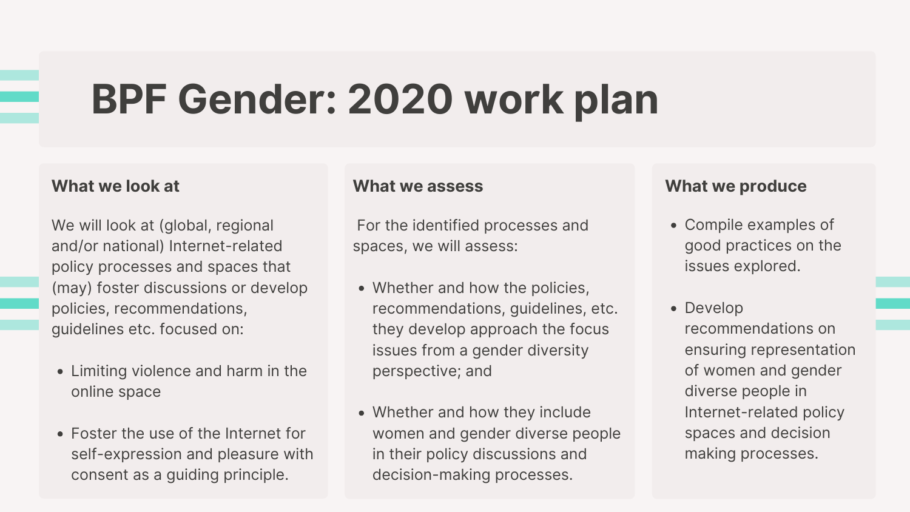# BPF Gender: 2020 work plan

### What we look at

We will look at (global, regional and/or national) Internet-related policy processes and spaces that (may) foster discussions or develop policies, recommendations, guidelines etc. focused on:

- Limiting violence and harm in the online space
- Foster the use of the Internet for self-expression and pleasure with consent as a guiding principle.

### What we assess

For the identified processes and spaces, we will assess:

- Whether and how the policies, recommendations, guidelines, etc. they develop approach the focus issues from a gender diversity perspective; and
- Whether and how they include women and gender diverse people in their policy discussions and decision-making processes.

### What we produce

- Compile examples of good practices on the issues explored.
- Develop recommendations on ensuring representation of women and gender diverse people in Internet-related policy spaces and decision making processes.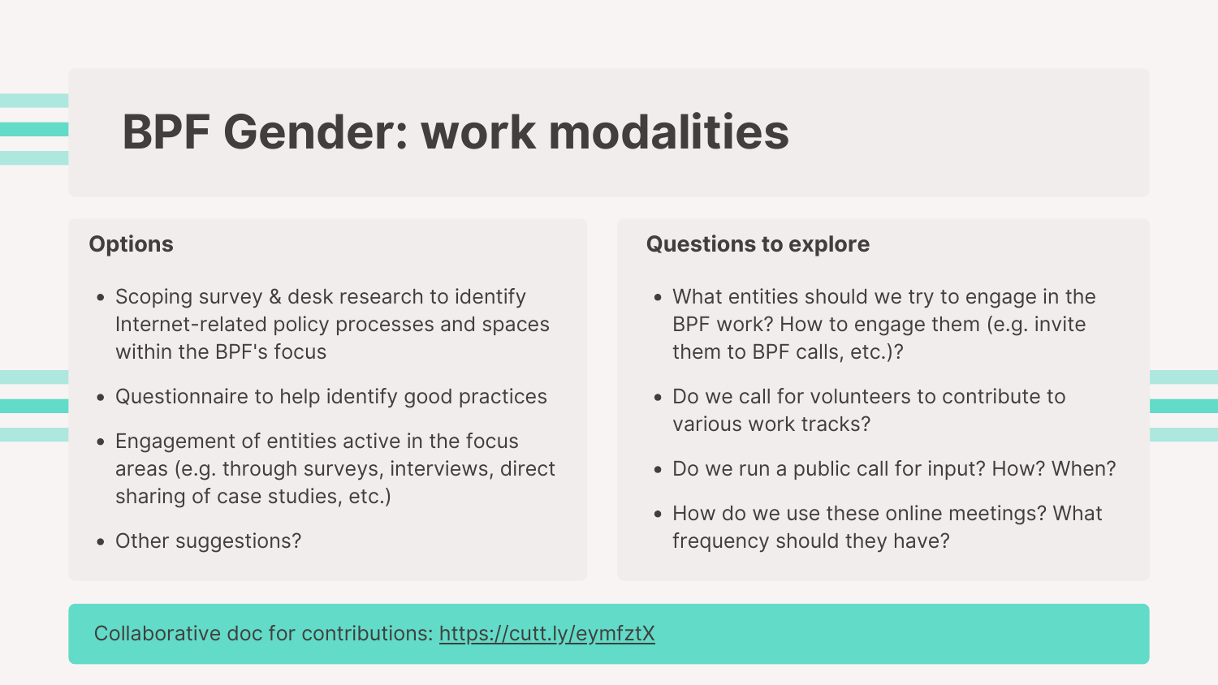# BPF Gender: work modalities

## Options

- Scoping survey & desk research to identify Internet-related policy processes and spaces within the BPF's focus
- Questionnaire to help identify good practices
- Engagement of entities active in the focus areas (e.g. through surveys, interviews, direct sharing of case studies, etc.)
- Other suggestions?

## Questions to explore

- What entities should we try to engage in the BPF work? How to engage them (e.g. invite them to BPF calls, etc.)?
- Do we call for volunteers to contribute to various work tracks?
- Do we run a public call for input? How? When?
- How do we use these online meetings? What frequency should they have?

Collaborative doc for contributions: https://cutt.ly/eymfztX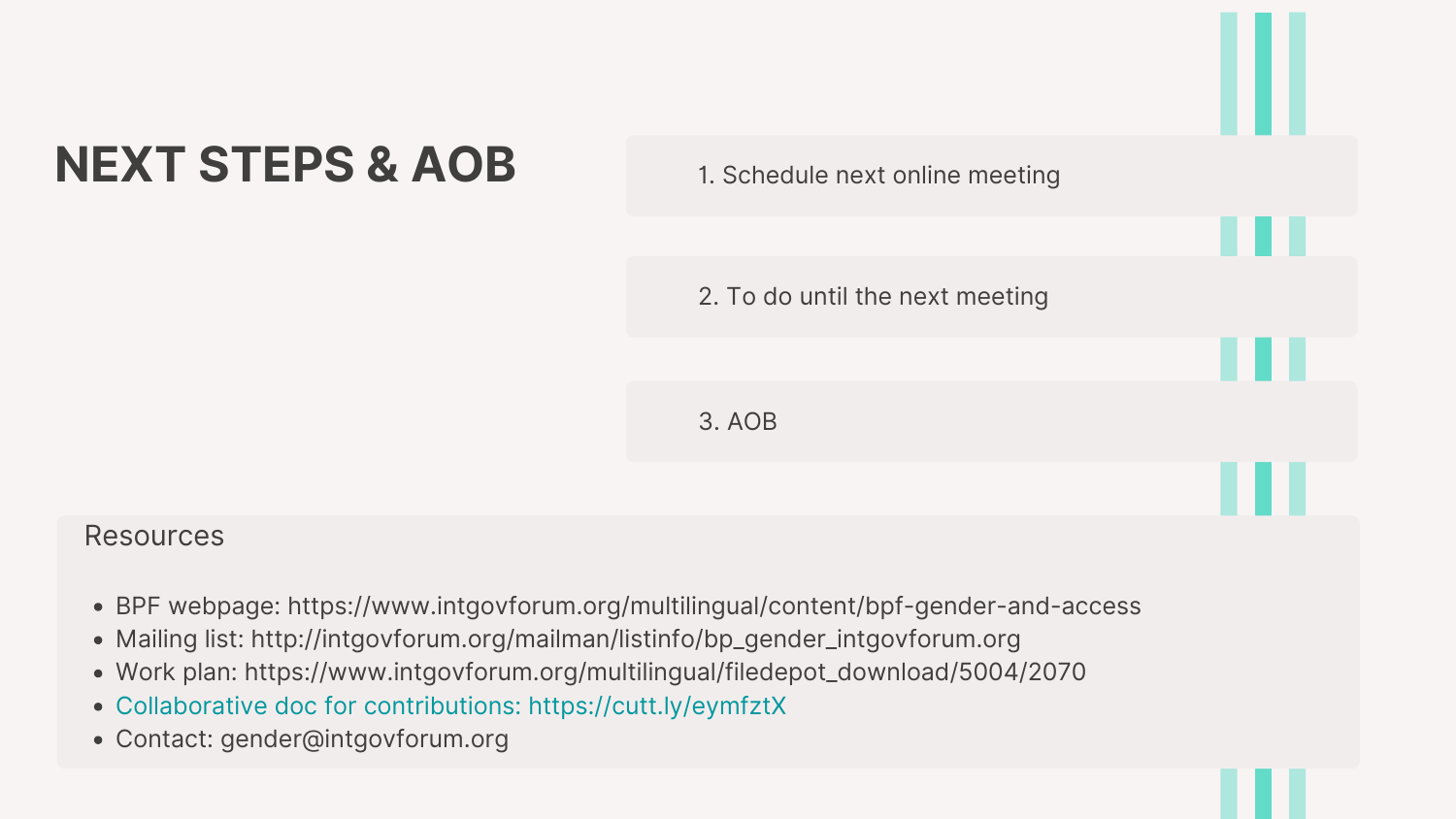# NEXT STEPS & AOB

1. Schedule next online meeting
2. To do until the next meeting
3. AOB

## Resources

- BPF webpage: https://www.intgovforum.org/multilingual/content/bpf-gender-and-access
- Mailing list: http://intgovforum.org/mailman/listinfo/bp_gender_intgovforum.org
- Work plan: https://www.intgovforum.org/multilingual/filedepot_download/5004/2070
- Collaborative doc for contributions: https://cutt.ly/eymfztX
- Contact: gender@intgovforum.org